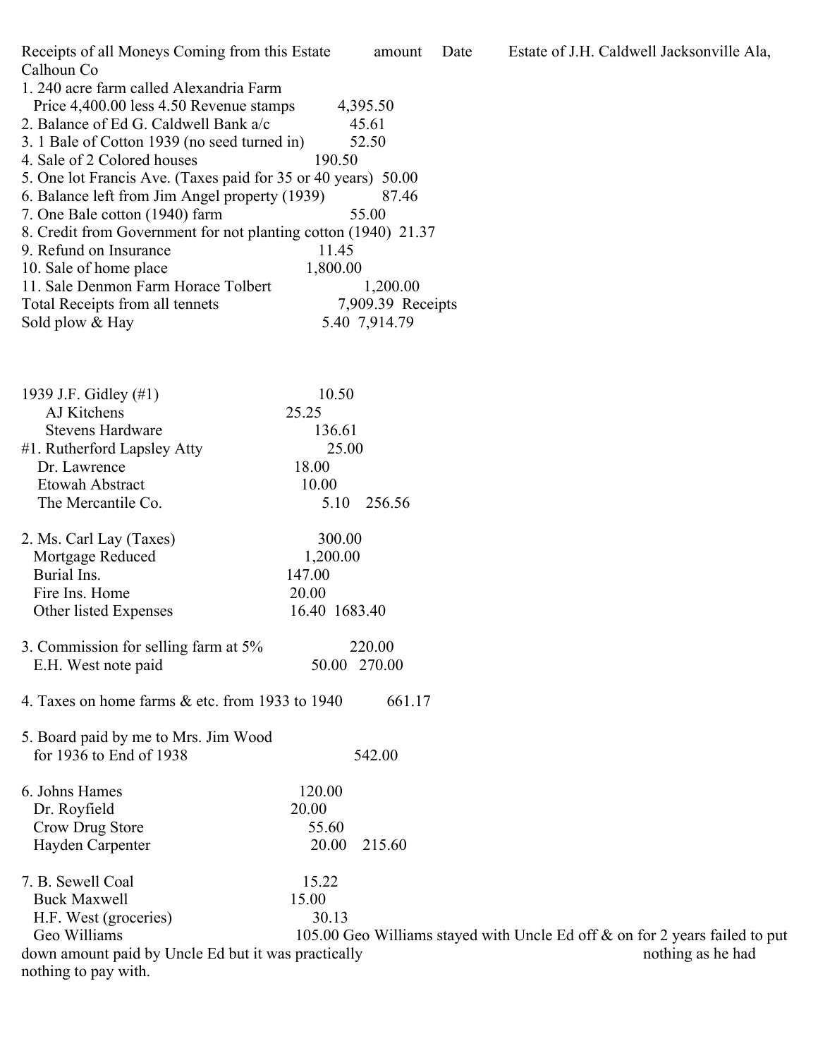Receipts of all Moneys Coming from this Estate amount Date Estate of J.H. Caldwell Jacksonville Ala, Calhoun Co

1. 240 acre farm called Alexandria Farm
   Price 4,400.00 less 4.50 Revenue stamps 4,395.50
2. Balance of Ed G. Caldwell Bank a/c 45.61
3. 1 Bale of Cotton 1939 (no seed turned in) 52.50
4. Sale of 2 Colored houses 190.50
5. One lot Francis Ave. (Taxes paid for 35 or 40 years) 50.00
6. Balance left from Jim Angel property (1939) 87.46
7. One Bale cotton (1940) farm 55.00
8. Credit from Government for not planting cotton (1940) 21.37
9. Refund on Insurance 11.45
10. Sale of home place 1,800.00
11. Sale Denmon Farm Horace Tolbert 1,200.00

Total Receipts from all tennets 7,909.39 Receipts
Sold plow & Hay 5.40 7,914.79

1939 J.F. Gidley (#1) 10.50
AJ Kitchens 25.25
Stevens Hardware 136.61
#1. Rutherford Lapsley Atty 25.00
Dr. Lawrence 18.00
Etowah Abstract 10.00
The Mercantile Co. 5.10 256.56

2. Ms. Carl Lay (Taxes) 300.00
Mortgage Reduced 1,200.00
Burial Ins. 147.00
Fire Ins. Home 20.00
Other listed Expenses 16.40 1683.40

3. Commission for selling farm at 5% 220.00
E.H. West note paid 50.00 270.00

4. Taxes on home farms & etc. from 1933 to 1940 661.17

5. Board paid by me to Mrs. Jim Wood
for 1936 to End of 1938 542.00

6. Johns Hames 120.00
Dr. Royfield 20.00
Crow Drug Store 55.60
Hayden Carpenter 20.00 215.60

7. B. Sewell Coal 15.22
Buck Maxwell 15.00
H.F. West (groceries) 30.13
Geo Williams 105.00 Geo Williams stayed with Uncle Ed off & on for 2 years failed to put down amount paid by Uncle Ed but it was practically nothing as he had nothing to pay with.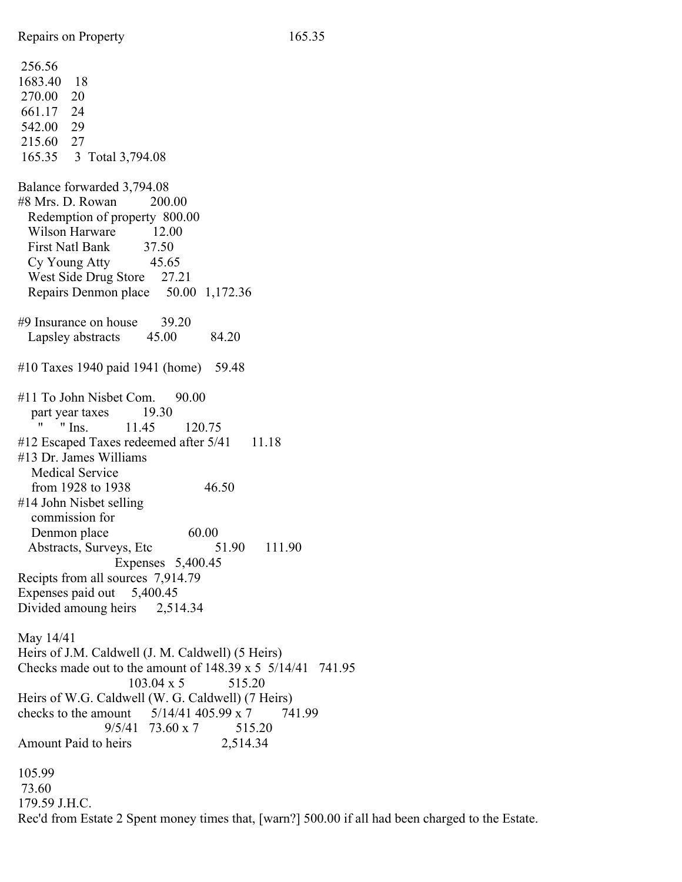Repairs on Property 165.35

256.56
1683.40 18
270.00 20
661.17 24
542.00 29
215.60 27
165.35 3 Total 3,794.08

Balance forwarded 3,794.08
#8 Mrs. D. Rowan 200.00
Redemption of property 800.00
Wilson Harware 12.00
First Natl Bank 37.50
Cy Young Atty 45.65
West Side Drug Store 27.21
Repairs Denmon place 50.00 1,172.36

#9 Insurance on house 39.20
Lapsley abstracts 45.00 84.20

#10 Taxes 1940 paid 1941 (home) 59.48

#11 To John Nisbet Com. 90.00
part year taxes 19.30
" " Ins. 11.45 120.75
#12 Escaped Taxes redeemed after 5/41 11.18
#13 Dr. James Williams
Medical Service
from 1928 to 1938 46.50
#14 John Nisbet selling
commission for
Denmon place 60.00
Abstracts, Surveys, Etc 51.90 111.90
Expenses 5,400.45
Recipts from all sources 7,914.79
Expenses paid out 5,400.45
Divided amoung heirs 2,514.34

May 14/41
Heirs of J.M. Caldwell (J. M. Caldwell) (5 Heirs)
Checks made out to the amount of 148.39 x 5 5/14/41 741.95
103.04 x 5 515.20
Heirs of W.G. Caldwell (W. G. Caldwell) (7 Heirs)
checks to the amount 5/14/41 405.99 x 7 741.99
9/5/41 73.60 x 7 515.20
Amount Paid to heirs 2,514.34

105.99
73.60
179.59 J.H.C.
Rec'd from Estate 2 Spent money times that, [warn?] 500.00 if all had been charged to the Estate.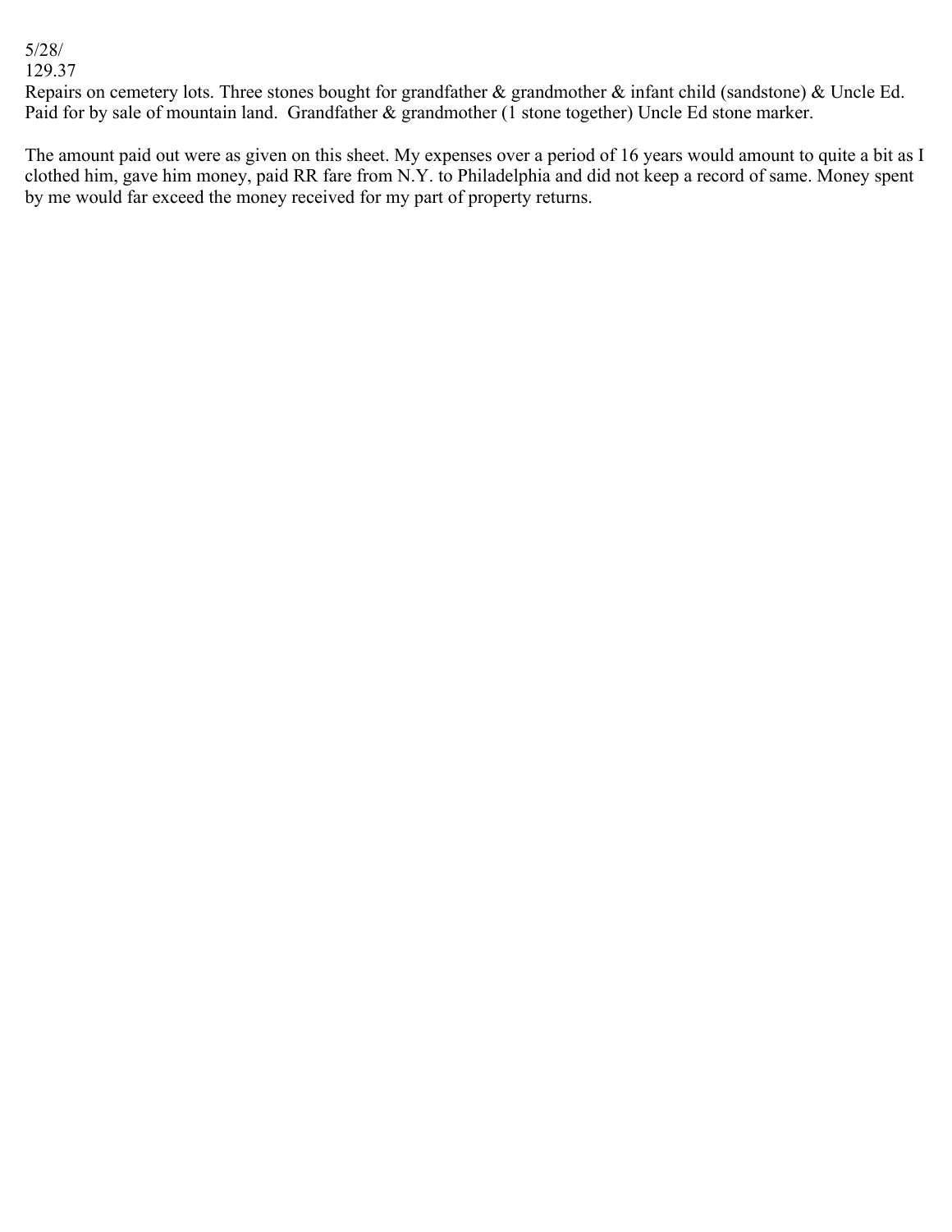5/28/
129.37
Repairs on cemetery lots. Three stones bought for grandfather & grandmother & infant child (sandstone) & Uncle Ed. Paid for by sale of mountain land. Grandfather & grandmother (1 stone together) Uncle Ed stone marker.

The amount paid out were as given on this sheet. My expenses over a period of 16 years would amount to quite a bit as I clothed him, gave him money, paid RR fare from N.Y. to Philadelphia and did not keep a record of same. Money spent by me would far exceed the money received for my part of property returns.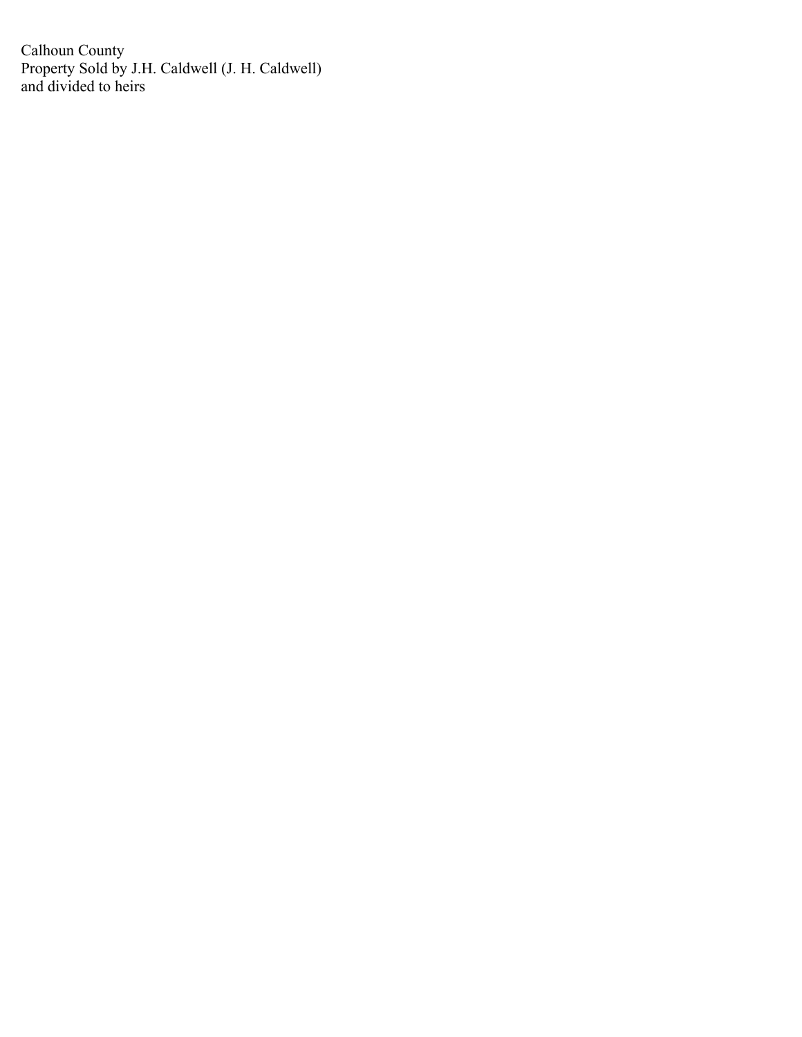Calhoun County
Property Sold by J.H. Caldwell (J. H. Caldwell)
and divided to heirs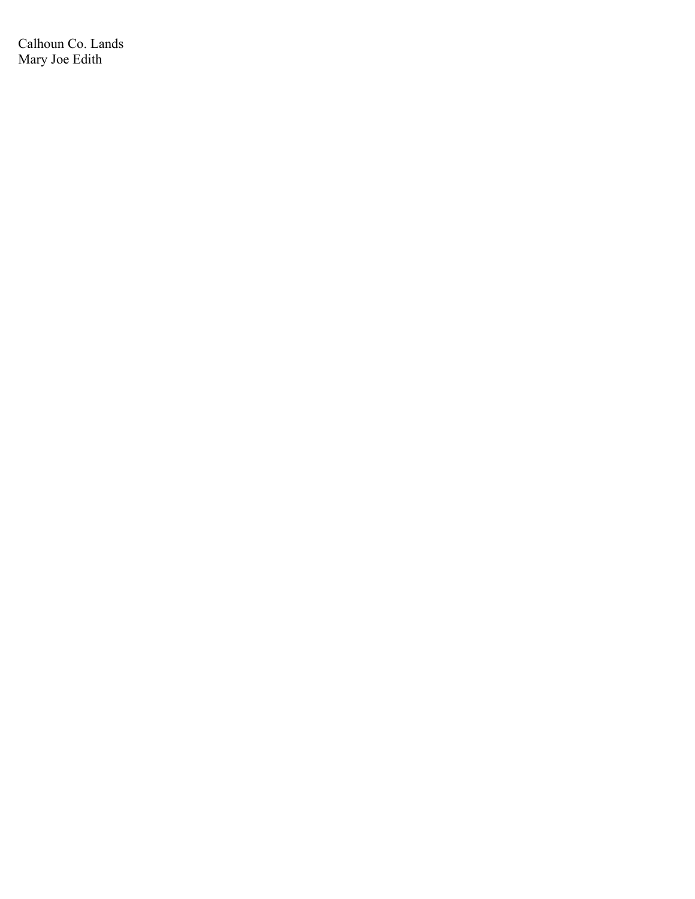Calhoun Co. Lands
Mary Joe Edith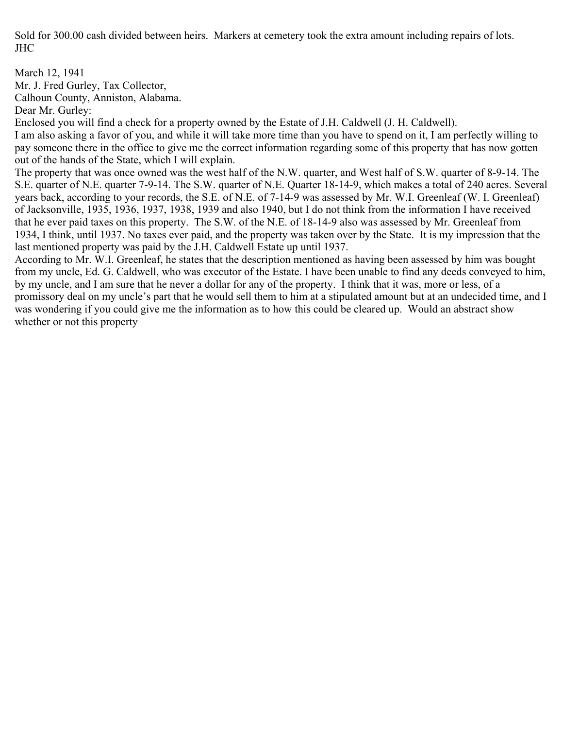Sold for 300.00 cash divided between heirs. Markers at cemetery took the extra amount including repairs of lots. JHC

March 12, 1941
Mr. J. Fred Gurley, Tax Collector,
Calhoun County, Anniston, Alabama.
Dear Mr. Gurley:

Enclosed you will find a check for a property owned by the Estate of J.H. Caldwell (J. H. Caldwell).

I am also asking a favor of you, and while it will take more time than you have to spend on it, I am perfectly willing to pay someone there in the office to give me the correct information regarding some of this property that has now gotten out of the hands of the State, which I will explain.

The property that was once owned was the west half of the N.W. quarter, and West half of S.W. quarter of 8-9-14. The S.E. quarter of N.E. quarter 7-9-14. The S.W. quarter of N.E. Quarter 18-14-9, which makes a total of 240 acres. Several years back, according to your records, the S.E. of N.E. of 7-14-9 was assessed by Mr. W.I. Greenleaf (W. I. Greenleaf) of Jacksonville, 1935, 1936, 1937, 1938, 1939 and also 1940, but I do not think from the information I have received that he ever paid taxes on this property. The S.W. of the N.E. of 18-14-9 also was assessed by Mr. Greenleaf from 1934, I think, until 1937. No taxes ever paid, and the property was taken over by the State. It is my impression that the last mentioned property was paid by the J.H. Caldwell Estate up until 1937.

According to Mr. W.I. Greenleaf, he states that the description mentioned as having been assessed by him was bought from my uncle, Ed. G. Caldwell, who was executor of the Estate. I have been unable to find any deeds conveyed to him, by my uncle, and I am sure that he never a dollar for any of the property. I think that it was, more or less, of a promissory deal on my uncle's part that he would sell them to him at a stipulated amount but at an undecided time, and I was wondering if you could give me the information as to how this could be cleared up. Would an abstract show whether or not this property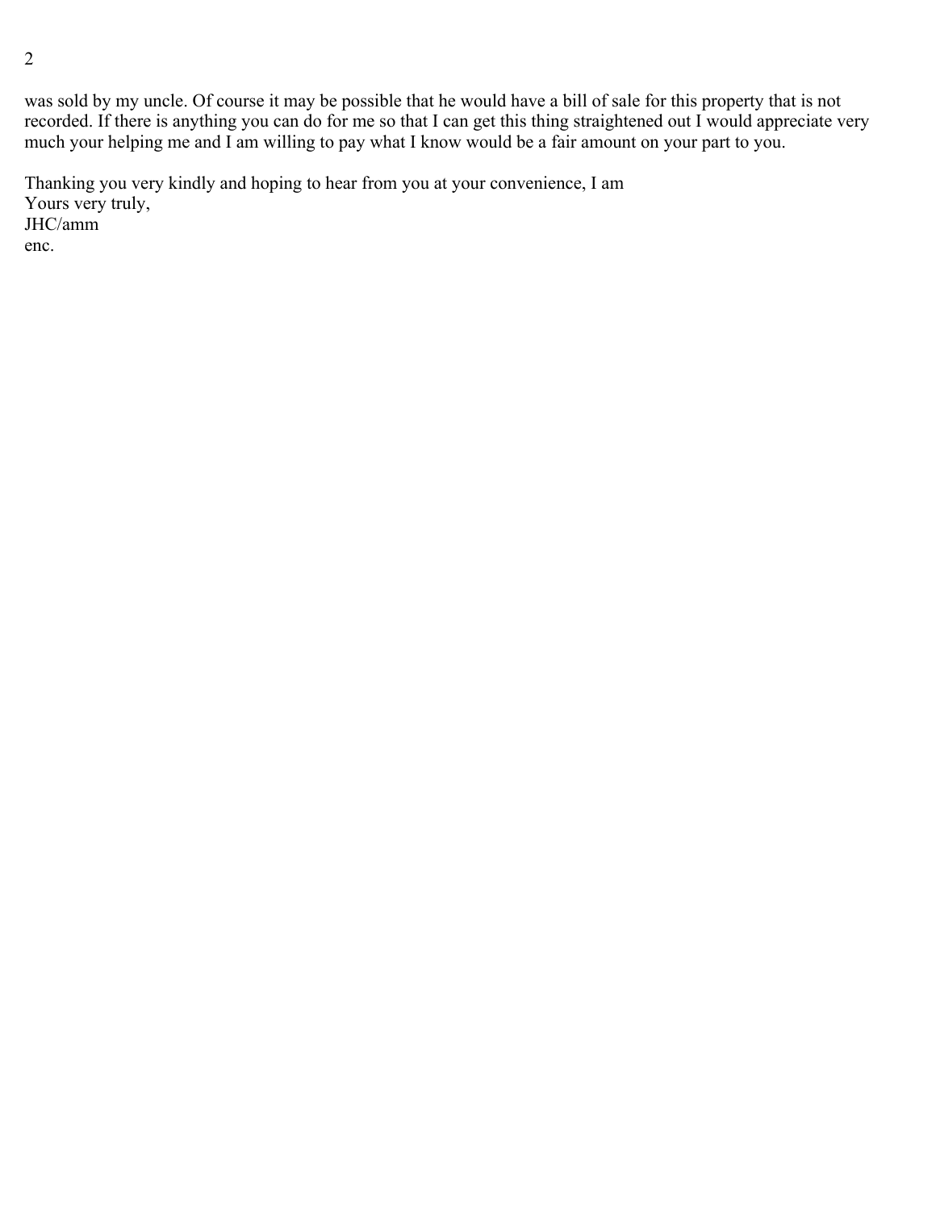was sold by my uncle. Of course it may be possible that he would have a bill of sale for this property that is not recorded. If there is anything you can do for me so that I can get this thing straightened out I would appreciate very much your helping me and I am willing to pay what I know would be a fair amount on your part to you.

Thanking you very kindly and hoping to hear from you at your convenience, I am
Yours very truly,
JHC/amm
enc.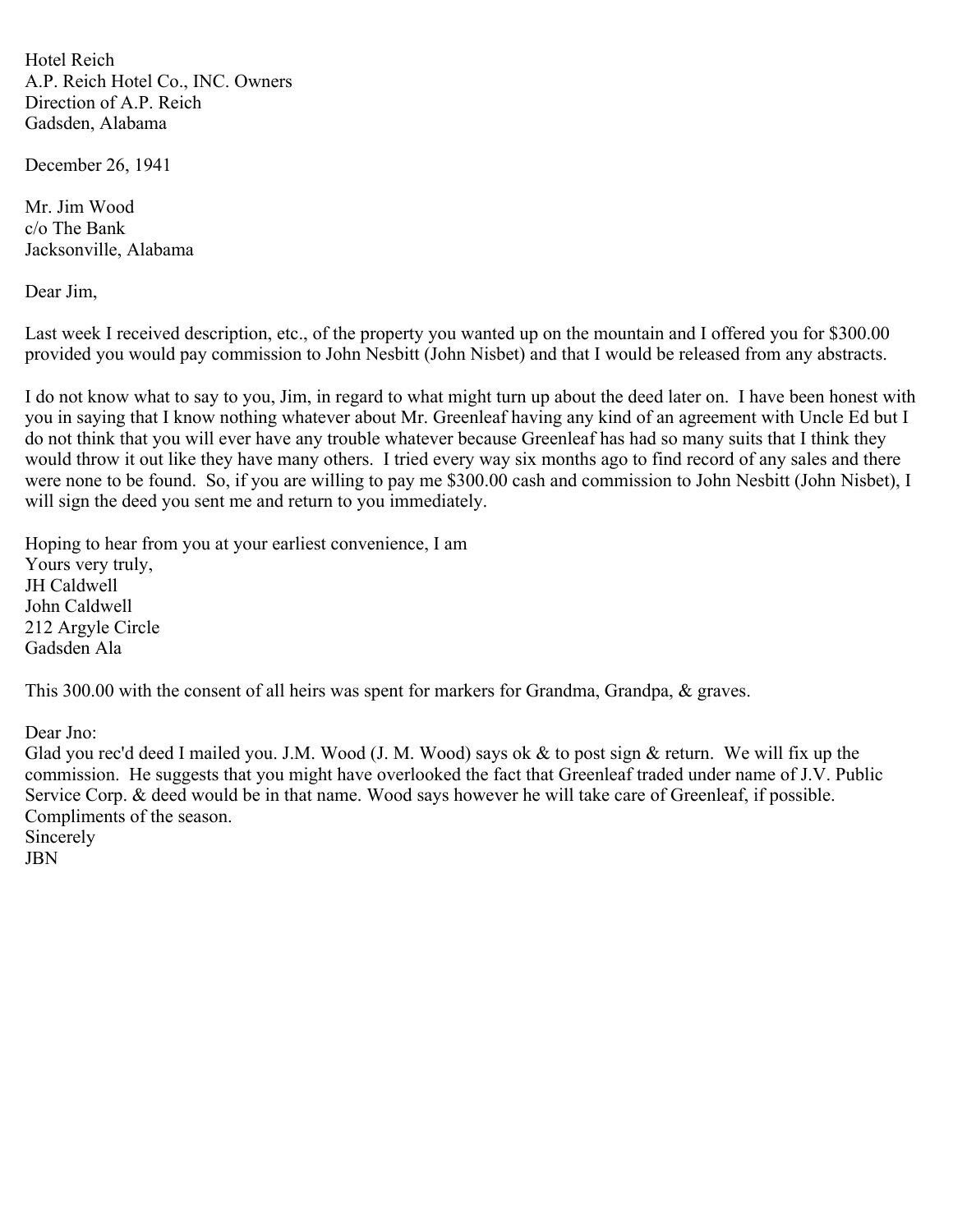Hotel Reich
A.P. Reich Hotel Co., INC. Owners
Direction of A.P. Reich
Gadsden, Alabama

December 26, 1941

Mr. Jim Wood
c/o The Bank
Jacksonville, Alabama

Dear Jim,

Last week I received description, etc., of the property you wanted up on the mountain and I offered you for $300.00 provided you would pay commission to John Nesbitt (John Nisbet) and that I would be released from any abstracts.

I do not know what to say to you, Jim, in regard to what might turn up about the deed later on. I have been honest with you in saying that I know nothing whatever about Mr. Greenleaf having any kind of an agreement with Uncle Ed but I do not think that you will ever have any trouble whatever because Greenleaf has had so many suits that I think they would throw it out like they have many others. I tried every way six months ago to find record of any sales and there were none to be found. So, if you are willing to pay me $300.00 cash and commission to John Nesbitt (John Nisbet), I will sign the deed you sent me and return to you immediately.

Hoping to hear from you at your earliest convenience, I am
Yours very truly,
JH Caldwell
John Caldwell
212 Argyle Circle
Gadsden Ala

This 300.00 with the consent of all heirs was spent for markers for Grandma, Grandpa, & graves.

Dear Jno:
Glad you rec'd deed I mailed you. J.M. Wood (J. M. Wood) says ok & to post sign & return. We will fix up the commission. He suggests that you might have overlooked the fact that Greenleaf traded under name of J.V. Public Service Corp. & deed would be in that name. Wood says however he will take care of Greenleaf, if possible.
Compliments of the season.
Sincerely
JBN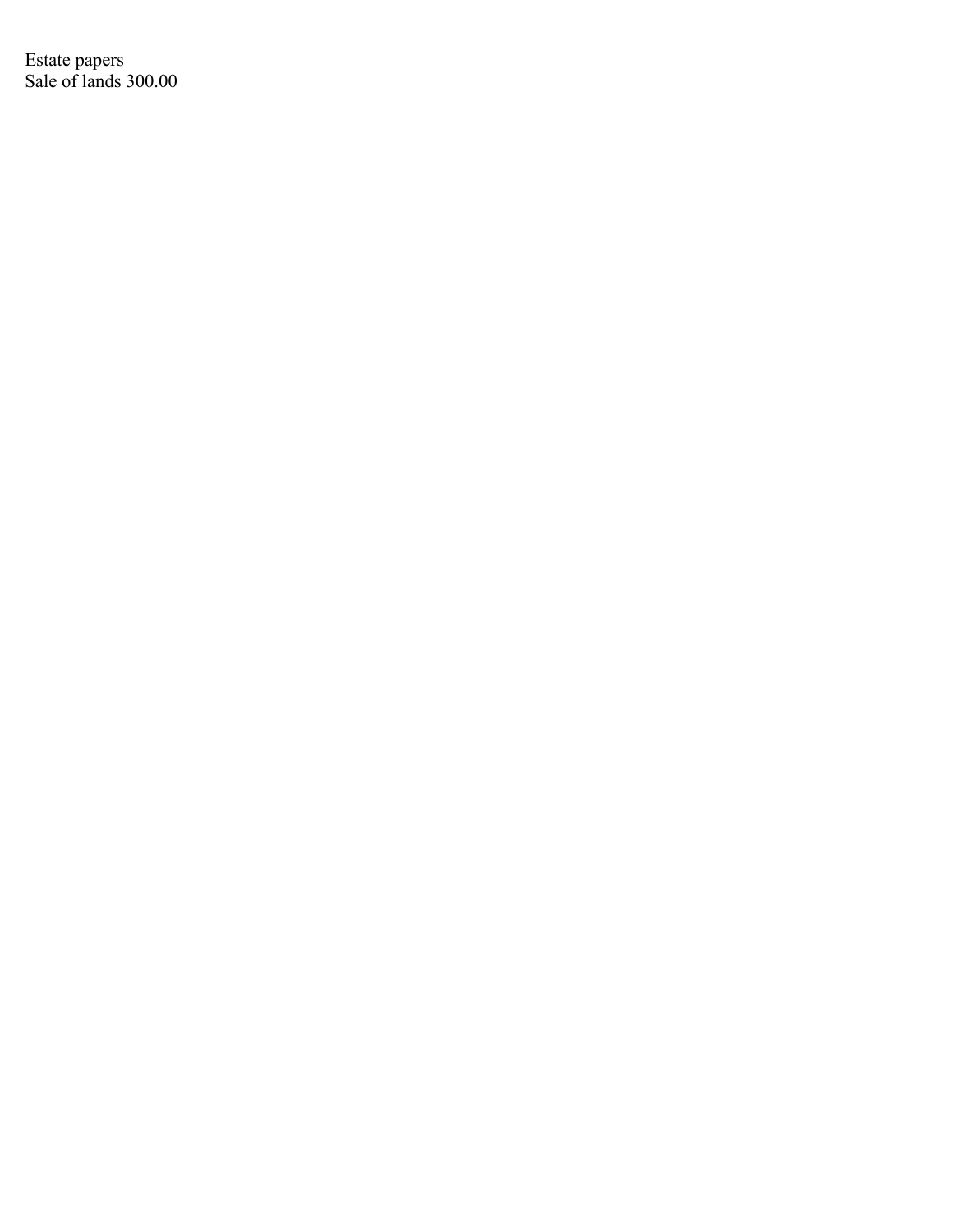Estate papers
Sale of lands 300.00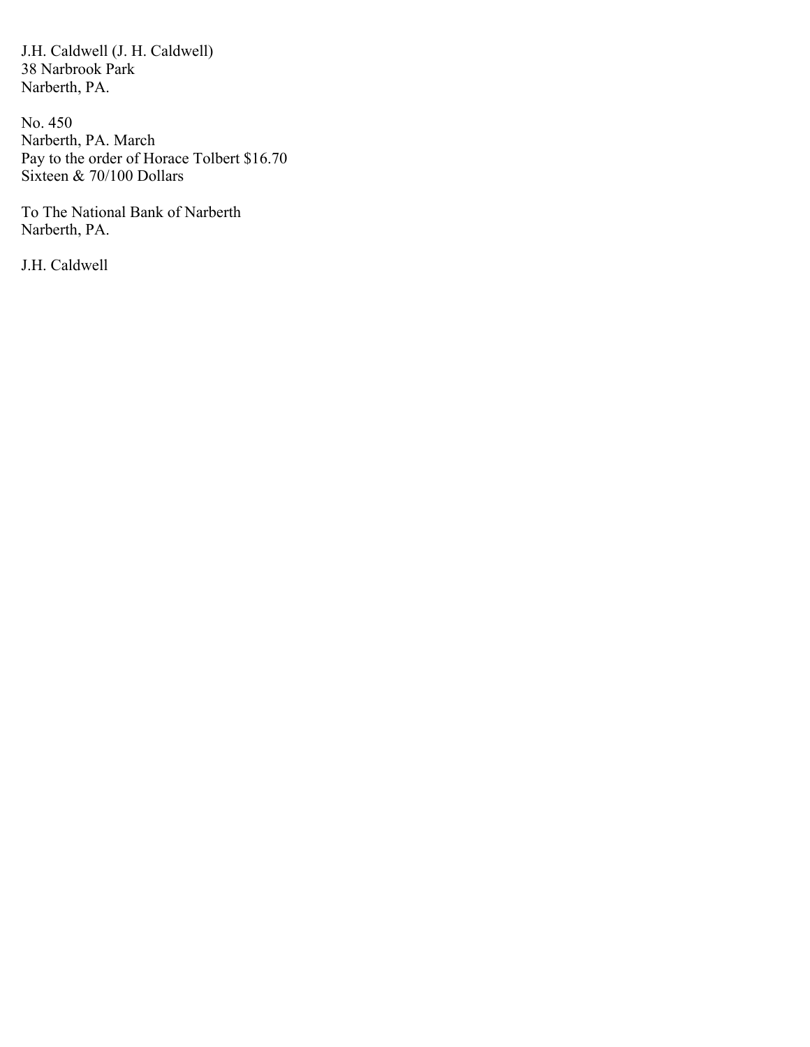J.H. Caldwell (J. H. Caldwell)
38 Narbrook Park
Narberth, PA.

No. 450
Narberth, PA. March
Pay to the order of Horace Tolbert $16.70
Sixteen & 70/100 Dollars

To The National Bank of Narberth
Narberth, PA.

J.H. Caldwell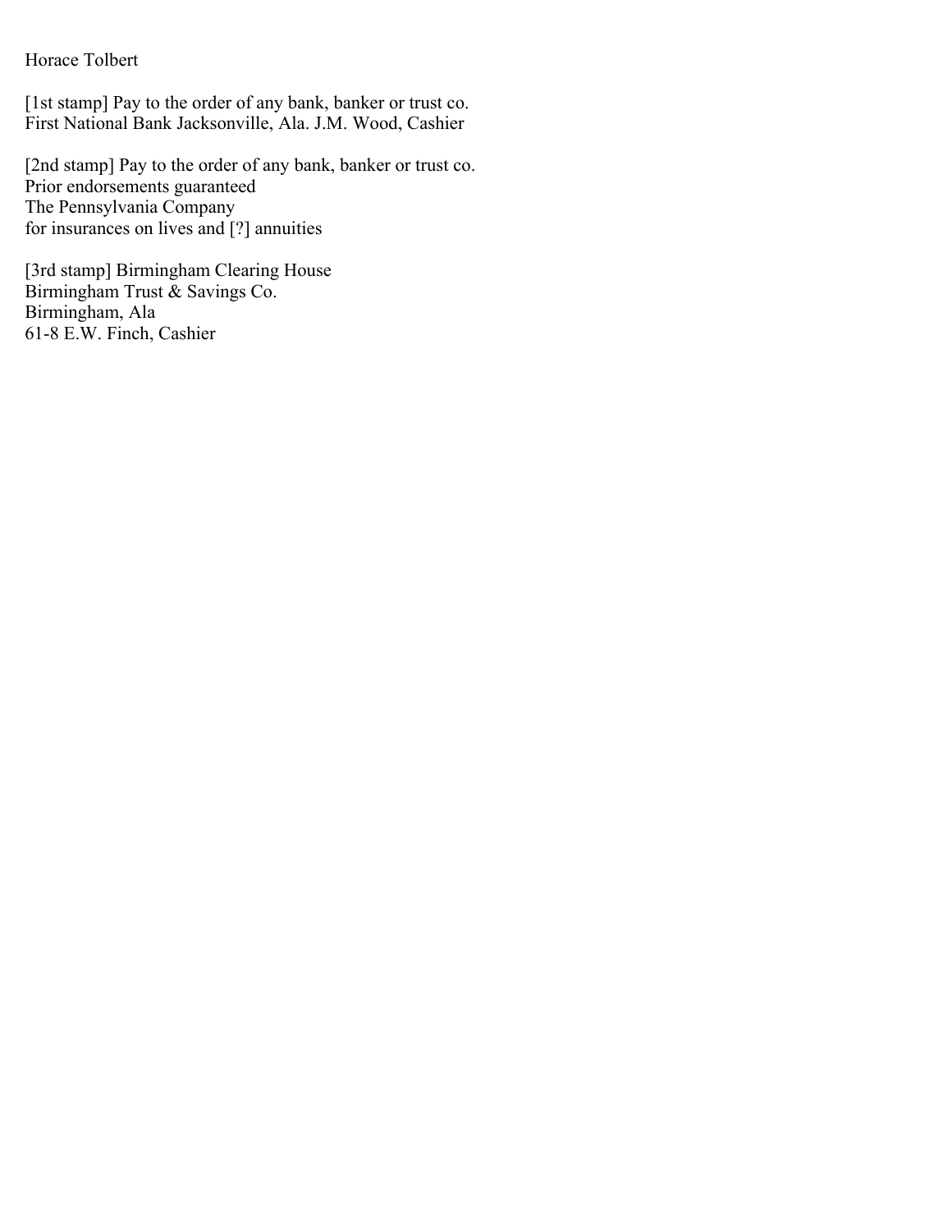Horace Tolbert

[1st stamp] Pay to the order of any bank, banker or trust co.
First National Bank Jacksonville, Ala. J.M. Wood, Cashier

[2nd stamp] Pay to the order of any bank, banker or trust co.
Prior endorsements guaranteed
The Pennsylvania Company
for insurances on lives and [?] annuities

[3rd stamp] Birmingham Clearing House
Birmingham Trust & Savings Co.
Birmingham, Ala
61-8 E.W. Finch, Cashier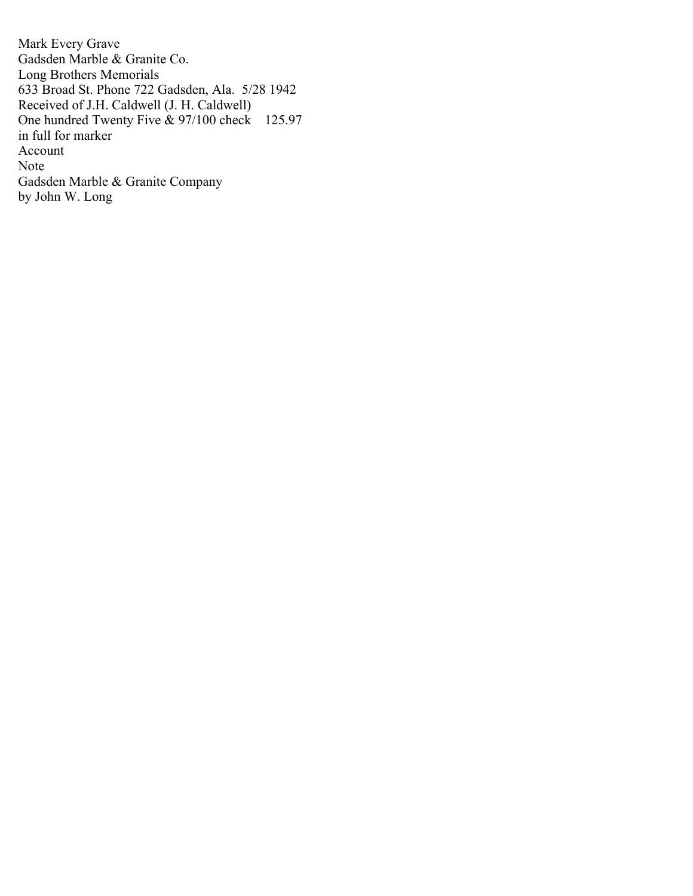Mark Every Grave
Gadsden Marble & Granite Co.
Long Brothers Memorials
633 Broad St. Phone 722 Gadsden, Ala.  5/28 1942
Received of J.H. Caldwell (J. H. Caldwell)
One hundred Twenty Five & 97/100 check    125.97
in full for marker
Account
Note
Gadsden Marble & Granite Company
by John W. Long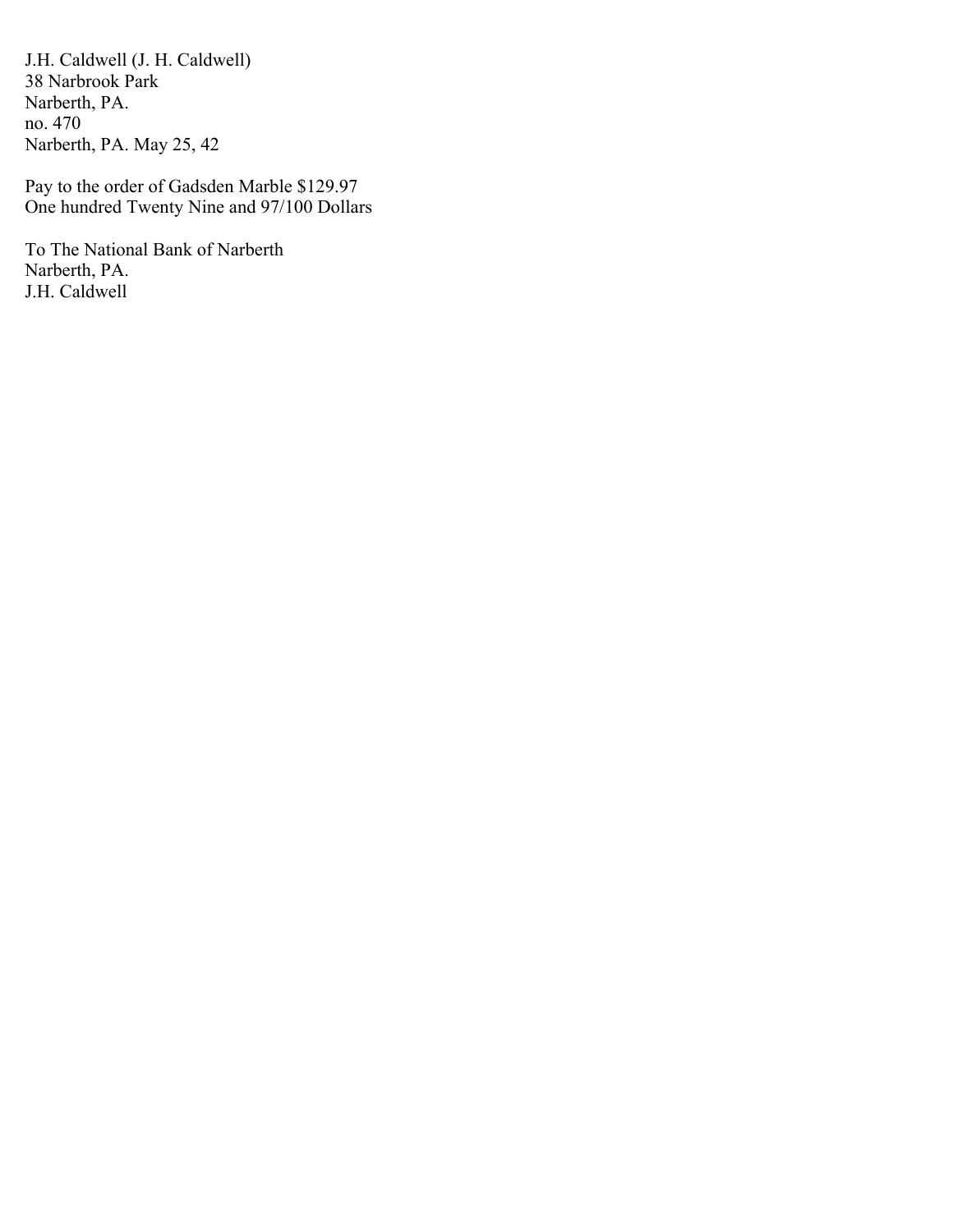J.H. Caldwell (J. H. Caldwell)
38 Narbrook Park
Narberth, PA.
no. 470
Narberth, PA. May 25, 42

Pay to the order of Gadsden Marble $129.97
One hundred Twenty Nine and 97/100 Dollars

To The National Bank of Narberth
Narberth, PA.
J.H. Caldwell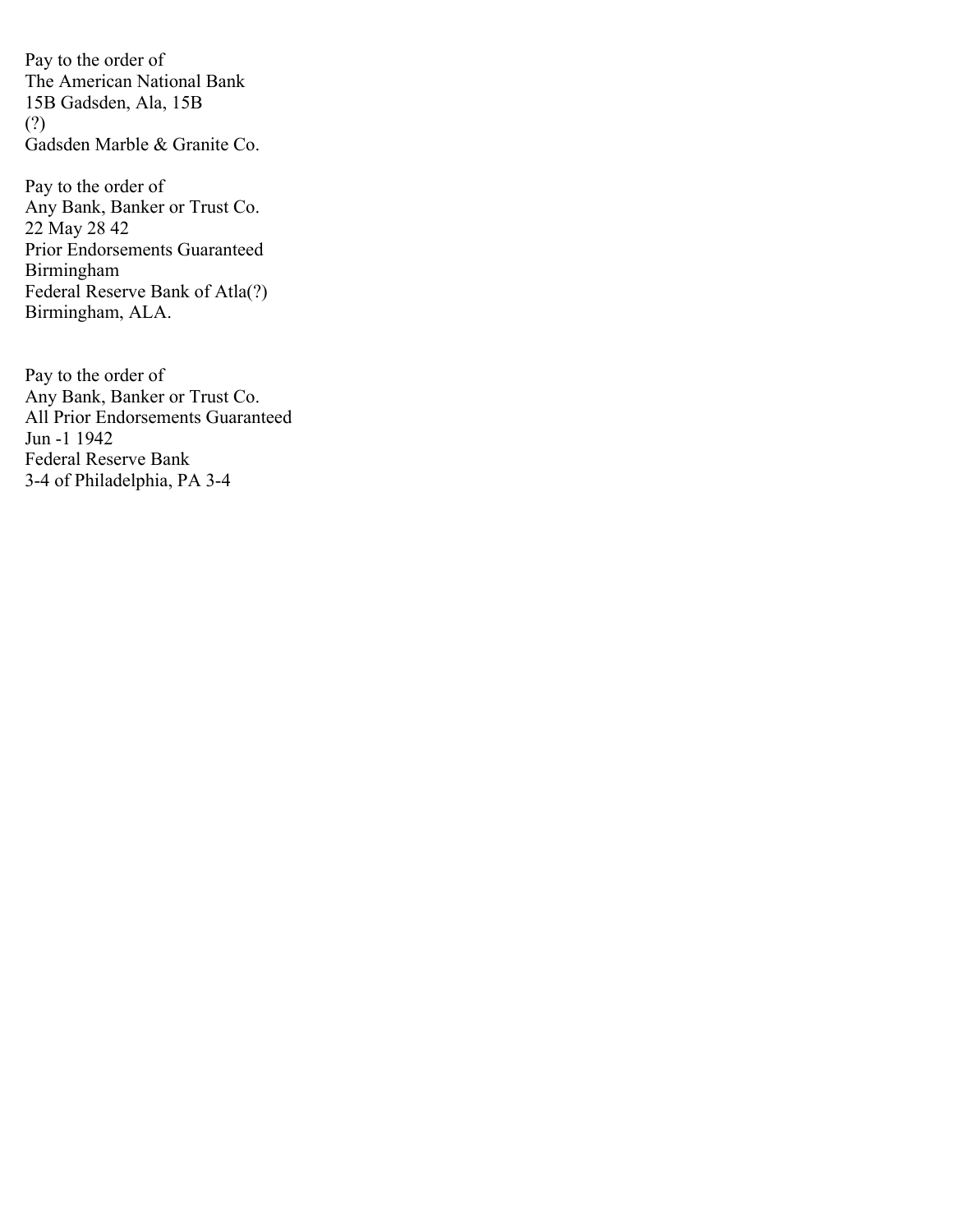Pay to the order of
The American National Bank
15B Gadsden, Ala, 15B
(?)
Gadsden Marble & Granite Co.

Pay to the order of
Any Bank, Banker or Trust Co.
22 May 28 42
Prior Endorsements Guaranteed
Birmingham
Federal Reserve Bank of Atla(?)
Birmingham, ALA.

Pay to the order of
Any Bank, Banker or Trust Co.
All Prior Endorsements Guaranteed
Jun -1 1942
Federal Reserve Bank
3-4 of Philadelphia, PA 3-4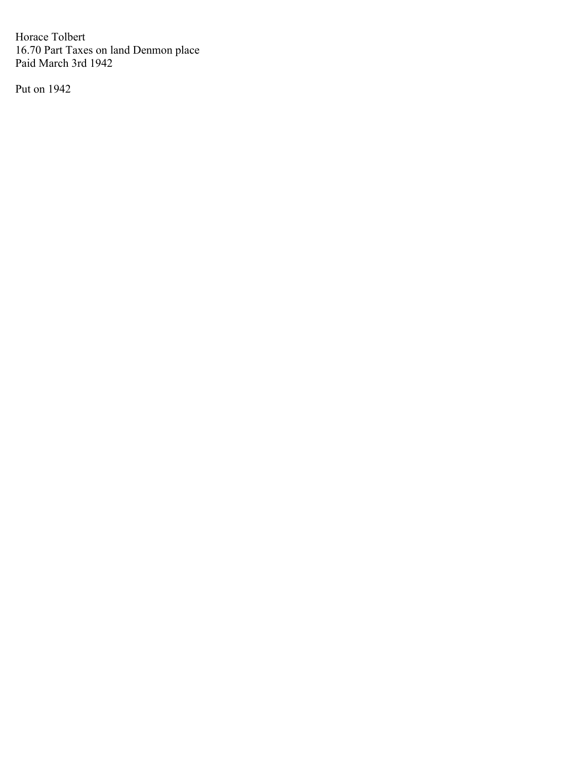Horace Tolbert
16.70 Part Taxes on land Denmon place
Paid March 3rd 1942

Put on 1942